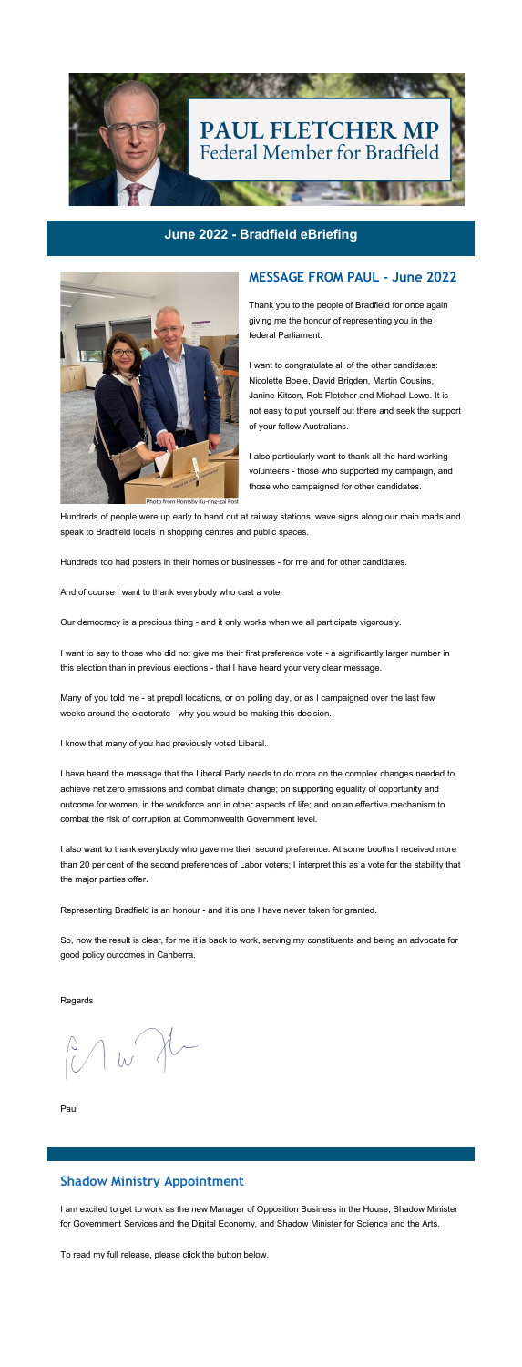# PAUL FLETCHER MP
Federal Member for Bradfield

## June 2022 - Bradfield eBriefing

## MESSAGE FROM PAUL - June 2022

Photo from Hornsby Ku-ring-gai Post

Thank you to the people of Bradfield for once again giving me the honour of representing you in the federal Parliament.

I want to congratulate all of the other candidates: Nicolette Boele, David Brigden, Martin Cousins, Janine Kitson, Rob Fletcher and Michael Lowe. It is not easy to put yourself out there and seek the support of your fellow Australians.

I also particularly want to thank all the hard working volunteers - those who supported my campaign, and those who campaigned for other candidates.

Hundreds of people were up early to hand out at railway stations, wave signs along our main roads and speak to Bradfield locals in shopping centres and public spaces.

Hundreds too had posters in their homes or businesses - for me and for other candidates.

And of course I want to thank everybody who cast a vote.

Our democracy is a precious thing - and it only works when we all participate vigorously.

I want to say to those who did not give me their first preference vote - a significantly larger number in this election than in previous elections - that I have heard your very clear message.

Many of you told me - at prepoll locations, or on polling day, or as I campaigned over the last few weeks around the electorate - why you would be making this decision.

I know that many of you had previously voted Liberal.

I have heard the message that the Liberal Party needs to do more on the complex changes needed to achieve net zero emissions and combat climate change; on supporting equality of opportunity and outcome for women, in the workforce and in other aspects of life; and on an effective mechanism to combat the risk of corruption at Commonwealth Government level.

I also want to thank everybody who gave me their second preference. At some booths I received more than 20 per cent of the second preferences of Labor voters; I interpret this as a vote for the stability that the major parties offer.

Representing Bradfield is an honour - and it is one I have never taken for granted.

So, now the result is clear, for me it is back to work, serving my constituents and being an advocate for good policy outcomes in Canberra.

Regards

Paul

## Shadow Ministry Appointment

I am excited to get to work as the new Manager of Opposition Business in the House, Shadow Minister for Government Services and the Digital Economy, and Shadow Minister for Science and the Arts.

To read my full release, please click the button below.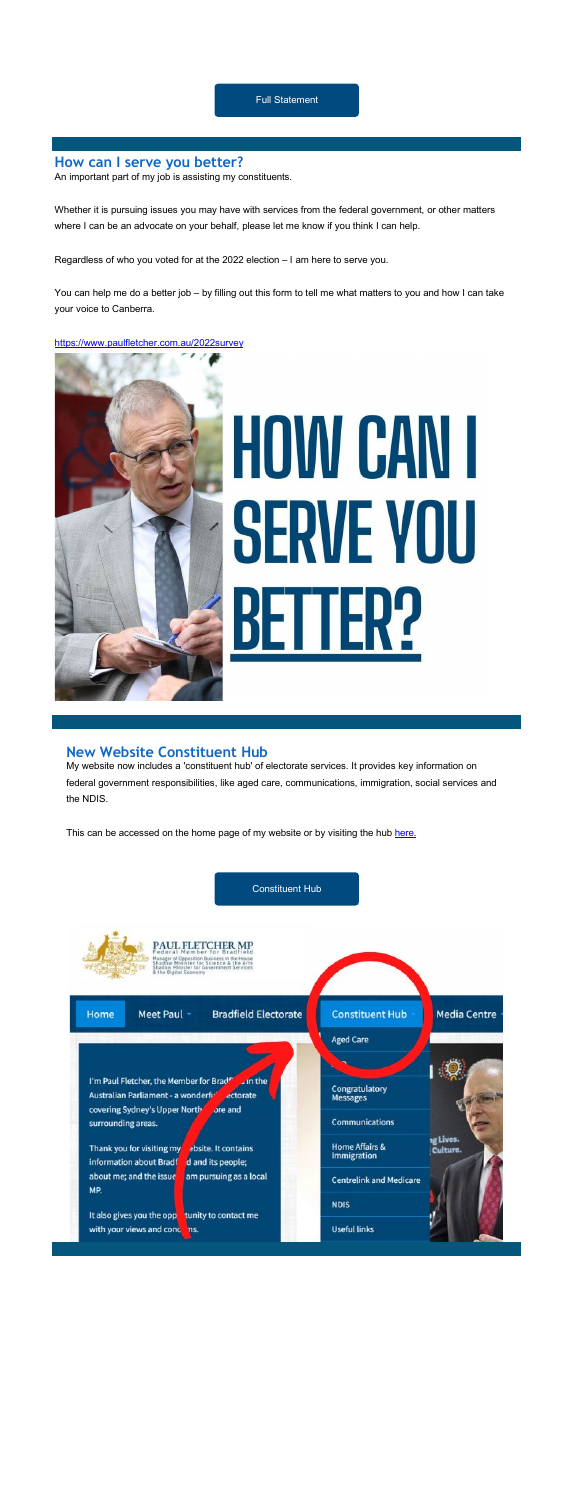Full Statement

## How can I serve you better?

An important part of my job is assisting my constituents.

Whether it is pursuing issues you may have with services from the federal government, or other matters where I can be an advocate on your behalf, please let me know if you think I can help.

Regardless of who you voted for at the 2022 election – I am here to serve you.

You can help me do a better job – by filling out this form to tell me what matters to you and how I can take your voice to Canberra.

https://www.paulfletcher.com.au/2022survey

HOW CAN I SERVE YOU BETTER?

## New Website Constituent Hub

My website now includes a 'constituent hub' of electorate services. It provides key information on federal government responsibilities, like aged care, communications, immigration, social services and the NDIS.

This can be accessed on the home page of my website or by visiting the hub here.

Constituent Hub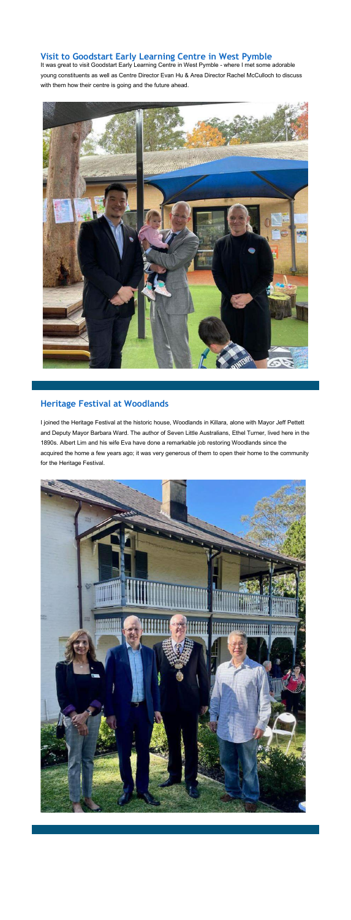## Visit to Goodstart Early Learning Centre in West Pymble

It was great to visit Goodstart Early Learning Centre in West Pymble - where I met some adorable young constituents as well as Centre Director Evan Hu & Area Director Rachel McCulloch to discuss with them how their centre is going and the future ahead.

## Heritage Festival at Woodlands

I joined the Heritage Festival at the historic house, Woodlands in Killara, alone with Mayor Jeff Pettett and Deputy Mayor Barbara Ward. The author of Seven Little Australians, Ethel Turner, lived here in the 1890s. Albert Lim and his wife Eva have done a remarkable job restoring Woodlands since the acquired the home a few years ago; it was very generous of them to open their home to the community for the Heritage Festival.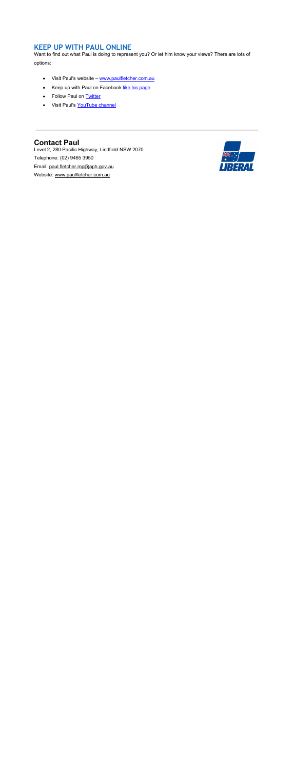## KEEP UP WITH PAUL ONLINE

Want to find out what Paul is doing to represent you? Or let him know your views? There are lots of options:

- Visit Paul's website – www.paulfletcher.com.au
- Keep up with Paul on Facebook like his page
- Follow Paul on Twitter
- Visit Paul's YouTube channel

---

## Contact Paul

Level 2, 280 Pacific Highway, Lindfield NSW 2070

Telephone: (02) 9465 3950

Email: paul.fletcher.mp@aph.gov.au

Website: www.paulfletcher.com.au

LIBERAL